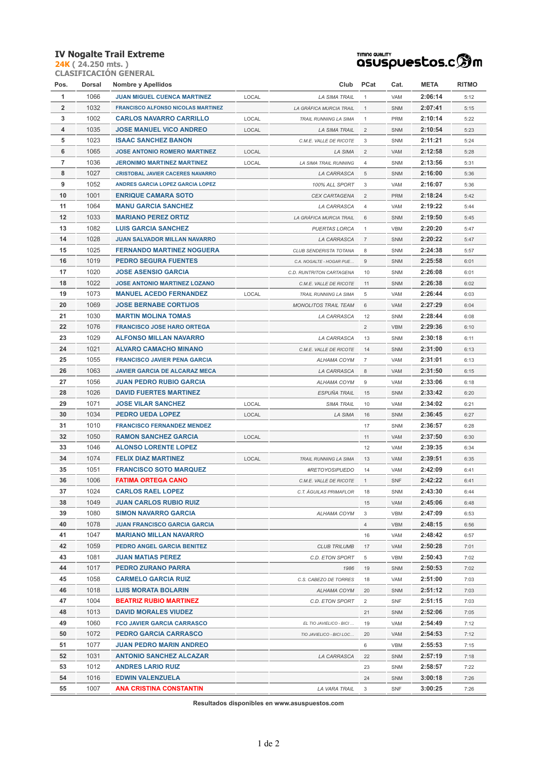# IV Nogalte Trail Extreme

**24K** ( 24.250 mts. )

**CLASIFICACIÓN GENERAL**

asuspuestos.com

| Pos. | Dorsal | Nombre y Apellidos | | Club | PCat | Cat. | META | RITMO |
|---|---|---|---|---|---|---|---|---|
| 1 | 1066 | JUAN MIGUEL CUENCA MARTINEZ | LOCAL | LA SIMA TRAIL | 1 | VAM | 2:06:14 | 5:12 |
| 2 | 1032 | FRANCISCO ALFONSO NICOLAS MARTINEZ | | LA GRÁFICA MURCIA TRAIL | 1 | SNM | 2:07:41 | 5:15 |
| 3 | 1002 | CARLOS NAVARRO CARRILLO | LOCAL | TRAIL RUNNING LA SIMA | 1 | PRM | 2:10:14 | 5:22 |
| 4 | 1035 | JOSE MANUEL VICO ANDREO | LOCAL | LA SIMA TRAIL | 2 | SNM | 2:10:54 | 5:23 |
| 5 | 1023 | ISAAC SANCHEZ BANON | | C.M.E. VALLE DE RICOTE | 3 | SNM | 2:11:21 | 5:24 |
| 6 | 1065 | JOSE ANTONIO ROMERO MARTINEZ | LOCAL | LA SIMA | 2 | VAM | 2:12:58 | 5:28 |
| 7 | 1036 | JERONIMO MARTINEZ MARTINEZ | LOCAL | LA SIMA TRAIL RUNNING | 4 | SNM | 2:13:56 | 5:31 |
| 8 | 1027 | CRISTOBAL JAVIER CACERES NAVARRO | | LA CARRASCA | 5 | SNM | 2:16:00 | 5:36 |
| 9 | 1052 | ANDRES GARCIA LOPEZ GARCIA LOPEZ | | 100% ALL SPORT | 3 | VAM | 2:16:07 | 5:36 |
| 10 | 1001 | ENRIQUE CAMARA SOTO | | CEX CARTAGENA | 2 | PRM | 2:18:24 | 5:42 |
| 11 | 1064 | MANU GARCIA SANCHEZ | | LA CARRASCA | 4 | VAM | 2:19:22 | 5:44 |
| 12 | 1033 | MARIANO PEREZ ORTIZ | | LA GRÁFICA MURCIA TRAIL | 6 | SNM | 2:19:50 | 5:45 |
| 13 | 1082 | LUIS GARCIA SANCHEZ | | PUERTAS LORCA | 1 | VBM | 2:20:20 | 5:47 |
| 14 | 1028 | JUAN SALVADOR MILLAN NAVARRO | | LA CARRASCA | 7 | SNM | 2:20:22 | 5:47 |
| 15 | 1025 | FERNANDO MARTINEZ NOGUERA | | CLUB SENDERISTA TOTANA | 8 | SNM | 2:24:38 | 5:57 |
| 16 | 1019 | PEDRO SEGURA FUENTES | | C.A. NOGALTE - HOGAR PUE... | 9 | SNM | 2:25:58 | 6:01 |
| 17 | 1020 | JOSE ASENSIO GARCIA | | C.D. RUNTRITON CARTAGENA | 10 | SNM | 2:26:08 | 6:01 |
| 18 | 1022 | JOSE ANTONIO MARTINEZ LOZANO | | C.M.E. VALLE DE RICOTE | 11 | SNM | 2:26:38 | 6:02 |
| 19 | 1073 | MANUEL ACEDO FERNANDEZ | LOCAL | TRAIL RUNNING LA SIMA | 5 | VAM | 2:26:44 | 6:03 |
| 20 | 1069 | JOSE BERNABE CORTIJOS | | MONOLITOS TRAIL TEAM | 6 | VAM | 2:27:29 | 6:04 |
| 21 | 1030 | MARTIN MOLINA TOMAS | | LA CARRASCA | 12 | SNM | 2:28:44 | 6:08 |
| 22 | 1076 | FRANCISCO JOSE HARO ORTEGA | | | 2 | VBM | 2:29:36 | 6:10 |
| 23 | 1029 | ALFONSO MILLAN NAVARRO | | LA CARRASCA | 13 | SNM | 2:30:18 | 6:11 |
| 24 | 1021 | ALVARO CAMACHO MINANO | | C.M.E. VALLE DE RICOTE | 14 | SNM | 2:31:00 | 6:13 |
| 25 | 1055 | FRANCISCO JAVIER PENA GARCIA | | ALHAMA COYM | 7 | VAM | 2:31:01 | 6:13 |
| 26 | 1063 | JAVIER GARCIA DE ALCARAZ MECA | | LA CARRASCA | 8 | VAM | 2:31:50 | 6:15 |
| 27 | 1056 | JUAN PEDRO RUBIO GARCIA | | ALHAMA COYM | 9 | VAM | 2:33:06 | 6:18 |
| 28 | 1026 | DAVID FUERTES MARTINEZ | | ESPUÑA TRAIL | 15 | SNM | 2:33:42 | 6:20 |
| 29 | 1071 | JOSE VILAR SANCHEZ | LOCAL | SIMA TRAIL | 10 | VAM | 2:34:02 | 6:21 |
| 30 | 1034 | PEDRO UEDA LOPEZ | LOCAL | LA SIMA | 16 | SNM | 2:36:45 | 6:27 |
| 31 | 1010 | FRANCISCO FERNANDEZ MENDEZ | | | 17 | SNM | 2:36:57 | 6:28 |
| 32 | 1050 | RAMON SANCHEZ GARCIA | LOCAL | | 11 | VAM | 2:37:50 | 6:30 |
| 33 | 1046 | ALONSO LORENTE LOPEZ | | | 12 | VAM | 2:39:35 | 6:34 |
| 34 | 1074 | FELIX DIAZ MARTINEZ | LOCAL | TRAIL RUNNING LA SIMA | 13 | VAM | 2:39:51 | 6:35 |
| 35 | 1051 | FRANCISCO SOTO MARQUEZ | | #RETOYOSIPUEDO | 14 | VAM | 2:42:09 | 6:41 |
| 36 | 1006 | FATIMA ORTEGA CANO | | C.M.E. VALLE DE RICOTE | 1 | SNF | 2:42:22 | 6:41 |
| 37 | 1024 | CARLOS RAEL LOPEZ | | C.T. ÁGUILAS PRIMAFLOR | 18 | SNM | 2:43:30 | 6:44 |
| 38 | 1049 | JUAN CARLOS RUBIO RUIZ | | | 15 | VAM | 2:45:06 | 6:48 |
| 39 | 1080 | SIMON NAVARRO GARCIA | | ALHAMA COYM | 3 | VBM | 2:47:09 | 6:53 |
| 40 | 1078 | JUAN FRANCISCO GARCIA GARCIA | | | 4 | VBM | 2:48:15 | 6:56 |
| 41 | 1047 | MARIANO MILLAN NAVARRO | | | 16 | VAM | 2:48:42 | 6:57 |
| 42 | 1059 | PEDRO ANGEL GARCIA BENITEZ | | CLUB TRILUMB | 17 | VAM | 2:50:28 | 7:01 |
| 43 | 1081 | JUAN MATIAS PEREZ | | C.D. ETON SPORT | 5 | VBM | 2:50:43 | 7:02 |
| 44 | 1017 | PEDRO ZURANO PARRA | | 1986 | 19 | SNM | 2:50:53 | 7:02 |
| 45 | 1058 | CARMELO GARCIA RUIZ | | C.S. CABEZO DE TORRES | 18 | VAM | 2:51:00 | 7:03 |
| 46 | 1018 | LUIS MORATA BOLARIN | | ALHAMA COYM | 20 | SNM | 2:51:12 | 7:03 |
| 47 | 1004 | BEATRIZ RUBIO MARTINEZ | | C.D. ETON SPORT | 2 | SNF | 2:51:15 | 7:03 |
| 48 | 1013 | DAVID MORALES VIUDEZ | | | 21 | SNM | 2:52:06 | 7:05 |
| 49 | 1060 | FCO JAVIER GARCIA CARRASCO | | EL TIO JAVIELICO - BICI ... | 19 | VAM | 2:54:49 | 7:12 |
| 50 | 1072 | PEDRO GARCIA CARRASCO | | TIO JAVIELICO - BICI LOC... | 20 | VAM | 2:54:53 | 7:12 |
| 51 | 1077 | JUAN PEDRO MARIN ANDREO | | | 6 | VBM | 2:55:53 | 7:15 |
| 52 | 1031 | ANTONIO SANCHEZ ALCAZAR | | LA CARRASCA | 22 | SNM | 2:57:19 | 7:18 |
| 53 | 1012 | ANDRES LARIO RUIZ | | | 23 | SNM | 2:58:57 | 7:22 |
| 54 | 1016 | EDWIN VALENZUELA | | | 24 | SNM | 3:00:18 | 7:26 |
| 55 | 1007 | ANA CRISTINA CONSTANTIN | | LA VARA TRAIL | 3 | SNF | 3:00:25 | 7:26 |

**Resultados disponibles en www.asuspuestos.com**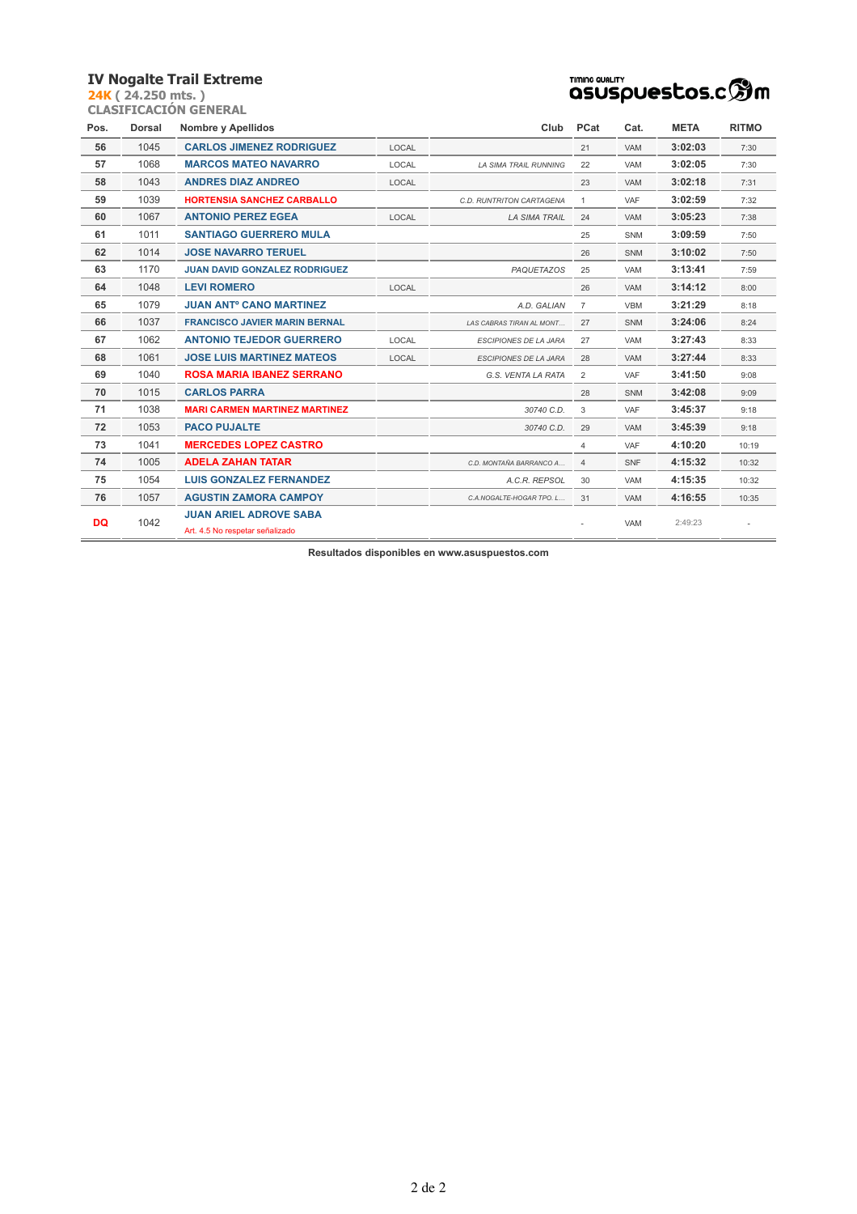# IV Nogalte Trail Extreme

**24K ( 24.250 mts. )**

**CLASIFICACIÓN GENERAL**

| Pos. | Dorsal | Nombre y Apellidos | | Club | PCat | Cat. | META | RITMO |
|---|---|---|---|---|---|---|---|---|
| 56 | 1045 | CARLOS JIMENEZ RODRIGUEZ | LOCAL | | 21 | VAM | 3:02:03 | 7:30 |
| 57 | 1068 | MARCOS MATEO NAVARRO | LOCAL | LA SIMA TRAIL RUNNING | 22 | VAM | 3:02:05 | 7:30 |
| 58 | 1043 | ANDRES DIAZ ANDREO | LOCAL | | 23 | VAM | 3:02:18 | 7:31 |
| 59 | 1039 | HORTENSIA SANCHEZ CARBALLO | | C.D. RUNTRITON CARTAGENA | 1 | VAF | 3:02:59 | 7:32 |
| 60 | 1067 | ANTONIO PEREZ EGEA | LOCAL | LA SIMA TRAIL | 24 | VAM | 3:05:23 | 7:38 |
| 61 | 1011 | SANTIAGO GUERRERO MULA | | | 25 | SNM | 3:09:59 | 7:50 |
| 62 | 1014 | JOSE NAVARRO TERUEL | | | 26 | SNM | 3:10:02 | 7:50 |
| 63 | 1170 | JUAN DAVID GONZALEZ RODRIGUEZ | | PAQUETAZOS | 25 | VAM | 3:13:41 | 7:59 |
| 64 | 1048 | LEVI ROMERO | LOCAL | | 26 | VAM | 3:14:12 | 8:00 |
| 65 | 1079 | JUAN ANTº CANO MARTINEZ | | A.D. GALIAN | 7 | VBM | 3:21:29 | 8:18 |
| 66 | 1037 | FRANCISCO JAVIER MARIN BERNAL | | LAS CABRAS TIRAN AL MONT... | 27 | SNM | 3:24:06 | 8:24 |
| 67 | 1062 | ANTONIO TEJEDOR GUERRERO | LOCAL | ESCIPIONES DE LA JARA | 27 | VAM | 3:27:43 | 8:33 |
| 68 | 1061 | JOSE LUIS MARTINEZ MATEOS | LOCAL | ESCIPIONES DE LA JARA | 28 | VAM | 3:27:44 | 8:33 |
| 69 | 1040 | ROSA MARIA IBANEZ SERRANO | | G.S. VENTA LA RATA | 2 | VAF | 3:41:50 | 9:08 |
| 70 | 1015 | CARLOS PARRA | | | 28 | SNM | 3:42:08 | 9:09 |
| 71 | 1038 | MARI CARMEN MARTINEZ MARTINEZ | | 30740 C.D. | 3 | VAF | 3:45:37 | 9:18 |
| 72 | 1053 | PACO PUJALTE | | 30740 C.D. | 29 | VAM | 3:45:39 | 9:18 |
| 73 | 1041 | MERCEDES LOPEZ CASTRO | | | 4 | VAF | 4:10:20 | 10:19 |
| 74 | 1005 | ADELA ZAHAN TATAR | | C.D. MONTAÑA BARRANCO A... | 4 | SNF | 4:15:32 | 10:32 |
| 75 | 1054 | LUIS GONZALEZ FERNANDEZ | | A.C.R. REPSOL | 30 | VAM | 4:15:35 | 10:32 |
| 76 | 1057 | AGUSTIN ZAMORA CAMPOY | | C.A.NOGALTE-HOGAR TPO. L... | 31 | VAM | 4:16:55 | 10:35 |
| DQ | 1042 | JUAN ARIEL ADROVE SABA<br>Art. 4.5 No respetar señalizado | | | - | VAM | 2:49:23 | - |

**Resultados disponibles en www.asuspuestos.com**